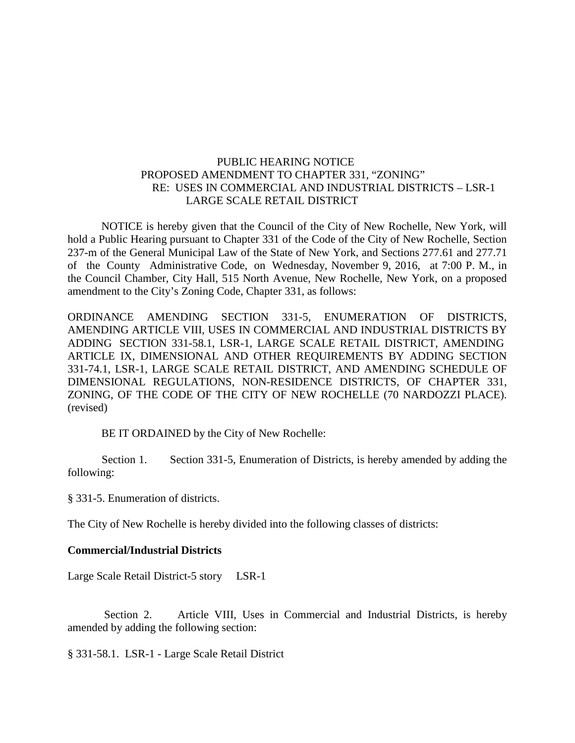PUBLIC HEARING NOTICE
PROPOSED AMENDMENT TO CHAPTER 331, "ZONING"
RE: USES IN COMMERCIAL AND INDUSTRIAL DISTRICTS – LSR-1
LARGE SCALE RETAIL DISTRICT

NOTICE is hereby given that the Council of the City of New Rochelle, New York, will hold a Public Hearing pursuant to Chapter 331 of the Code of the City of New Rochelle, Section 237-m of the General Municipal Law of the State of New York, and Sections 277.61 and 277.71 of the County Administrative Code, on Wednesday, November 9, 2016, at 7:00 P. M., in the Council Chamber, City Hall, 515 North Avenue, New Rochelle, New York, on a proposed amendment to the City's Zoning Code, Chapter 331, as follows:

ORDINANCE AMENDING SECTION 331-5, ENUMERATION OF DISTRICTS, AMENDING ARTICLE VIII, USES IN COMMERCIAL AND INDUSTRIAL DISTRICTS BY ADDING SECTION 331-58.1, LSR-1, LARGE SCALE RETAIL DISTRICT, AMENDING ARTICLE IX, DIMENSIONAL AND OTHER REQUIREMENTS BY ADDING SECTION 331-74.1, LSR-1, LARGE SCALE RETAIL DISTRICT, AND AMENDING SCHEDULE OF DIMENSIONAL REGULATIONS, NON-RESIDENCE DISTRICTS, OF CHAPTER 331, ZONING, OF THE CODE OF THE CITY OF NEW ROCHELLE (70 NARDOZZI PLACE). (revised)

BE IT ORDAINED by the City of New Rochelle:

Section 1. Section 331-5, Enumeration of Districts, is hereby amended by adding the following:

§ 331-5. Enumeration of districts.

The City of New Rochelle is hereby divided into the following classes of districts:

**Commercial/Industrial Districts**

Large Scale Retail District-5 story LSR-1

Section 2. Article VIII, Uses in Commercial and Industrial Districts, is hereby amended by adding the following section:

§ 331-58.1. LSR-1 - Large Scale Retail District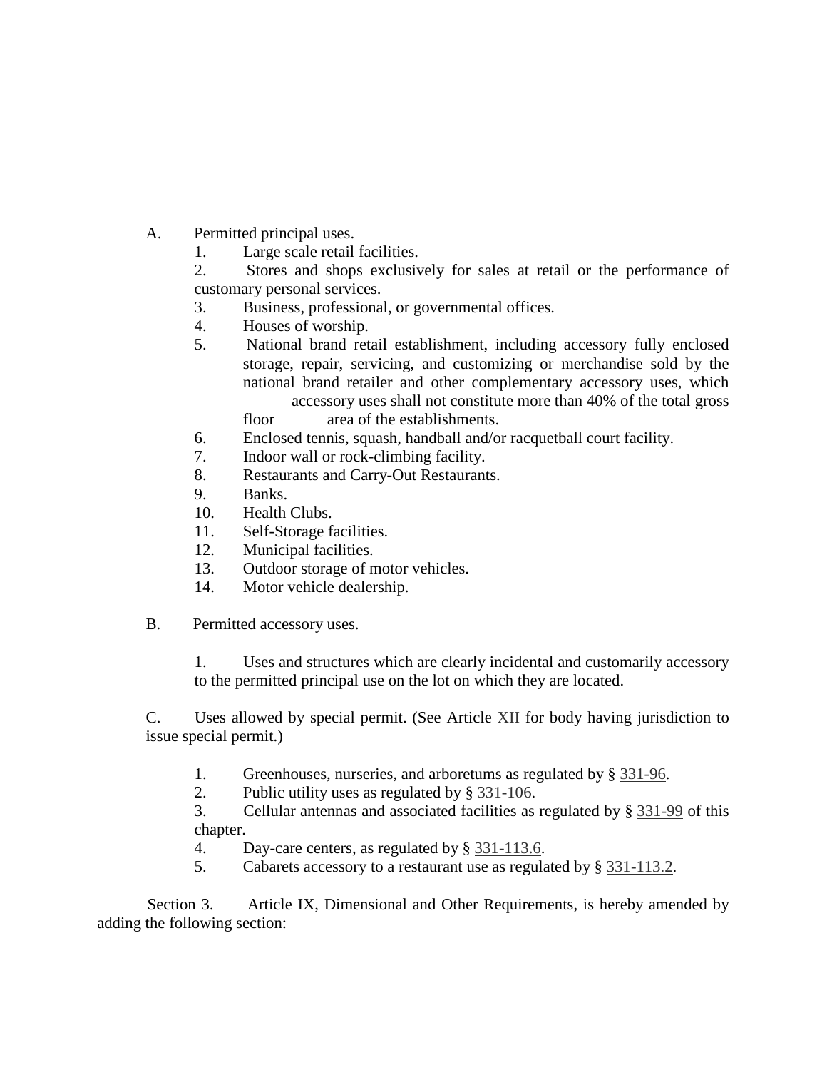A. Permitted principal uses.

1. Large scale retail facilities.
2. Stores and shops exclusively for sales at retail or the performance of customary personal services.
3. Business, professional, or governmental offices.
4. Houses of worship.
5. National brand retail establishment, including accessory fully enclosed storage, repair, servicing, and customizing or merchandise sold by the national brand retailer and other complementary accessory uses, which accessory uses shall not constitute more than 40% of the total gross floor area of the establishments.
6. Enclosed tennis, squash, handball and/or racquetball court facility.
7. Indoor wall or rock-climbing facility.
8. Restaurants and Carry-Out Restaurants.
9. Banks.
10. Health Clubs.
11. Self-Storage facilities.
12. Municipal facilities.
13. Outdoor storage of motor vehicles.
14. Motor vehicle dealership.

B. Permitted accessory uses.

1. Uses and structures which are clearly incidental and customarily accessory to the permitted principal use on the lot on which they are located.

C. Uses allowed by special permit. (See Article XII for body having jurisdiction to issue special permit.)

1. Greenhouses, nurseries, and arboretums as regulated by § 331-96.
2. Public utility uses as regulated by § 331-106.
3. Cellular antennas and associated facilities as regulated by § 331-99 of this chapter.
4. Day-care centers, as regulated by § 331-113.6.
5. Cabarets accessory to a restaurant use as regulated by § 331-113.2.

Section 3. Article IX, Dimensional and Other Requirements, is hereby amended by adding the following section: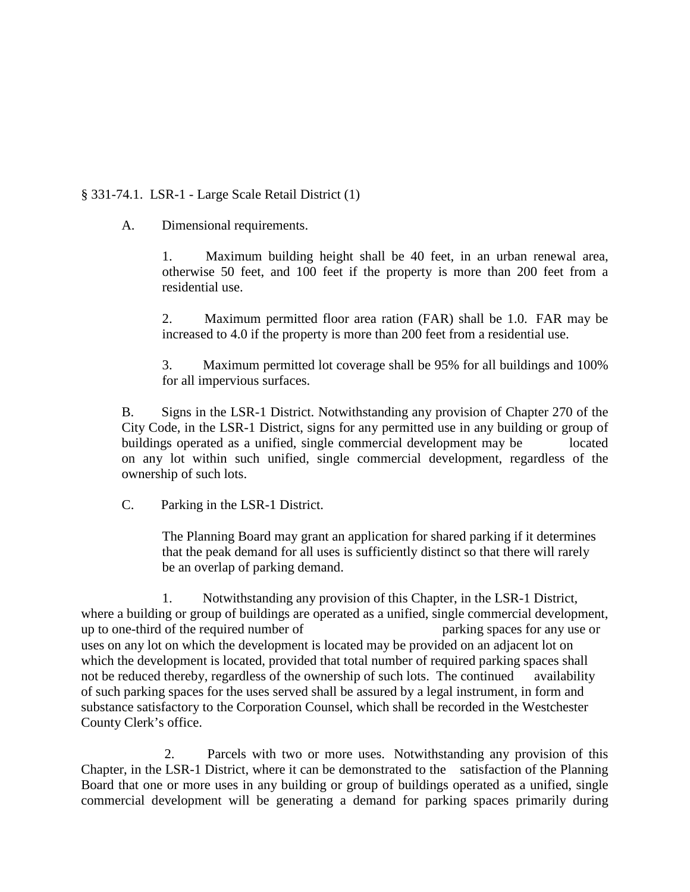§ 331-74.1. LSR-1 - Large Scale Retail District (1)

A. Dimensional requirements.

1. Maximum building height shall be 40 feet, in an urban renewal area, otherwise 50 feet, and 100 feet if the property is more than 200 feet from a residential use.

2. Maximum permitted floor area ration (FAR) shall be 1.0. FAR may be increased to 4.0 if the property is more than 200 feet from a residential use.

3. Maximum permitted lot coverage shall be 95% for all buildings and 100% for all impervious surfaces.

B. Signs in the LSR-1 District. Notwithstanding any provision of Chapter 270 of the City Code, in the LSR-1 District, signs for any permitted use in any building or group of buildings operated as a unified, single commercial development may be located on any lot within such unified, single commercial development, regardless of the ownership of such lots.

C. Parking in the LSR-1 District.

The Planning Board may grant an application for shared parking if it determines that the peak demand for all uses is sufficiently distinct so that there will rarely be an overlap of parking demand.

1. Notwithstanding any provision of this Chapter, in the LSR-1 District, where a building or group of buildings are operated as a unified, single commercial development, up to one-third of the required number of parking spaces for any use or uses on any lot on which the development is located may be provided on an adjacent lot on which the development is located, provided that total number of required parking spaces shall not be reduced thereby, regardless of the ownership of such lots. The continued availability of such parking spaces for the uses served shall be assured by a legal instrument, in form and substance satisfactory to the Corporation Counsel, which shall be recorded in the Westchester County Clerk's office.

2. Parcels with two or more uses. Notwithstanding any provision of this Chapter, in the LSR-1 District, where it can be demonstrated to the satisfaction of the Planning Board that one or more uses in any building or group of buildings operated as a unified, single commercial development will be generating a demand for parking spaces primarily during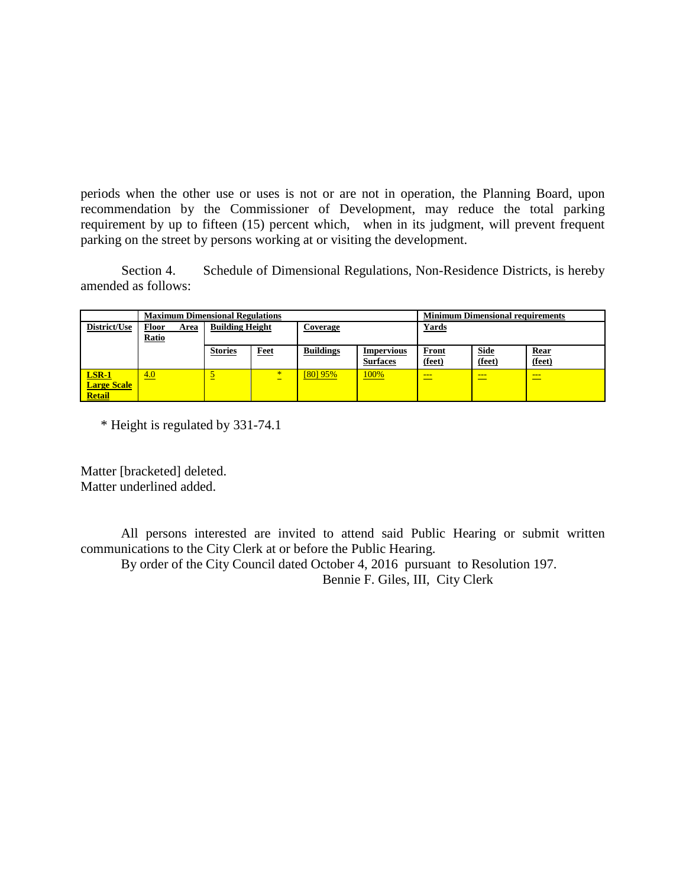periods when the other use or uses is not or are not in operation, the Planning Board, upon recommendation by the Commissioner of Development, may reduce the total parking requirement by up to fifteen (15) percent which, when in its judgment, will prevent frequent parking on the street by persons working at or visiting the development.

Section 4. Schedule of Dimensional Regulations, Non-Residence Districts, is hereby amended as follows:

| | Maximum Dimensional Regulations | | | | | Minimum Dimensional requirements | | |
|---|---|---|---|---|---|---|---|---|
| District/Use | Floor Area Ratio | Building Height | | Coverage | | Yards | | |
| | | Stories | Feet | Buildings | Impervious Surfaces | Front (feet) | Side (feet) | Rear (feet) |
| LSR-1 Large Scale Retail | 4.0 | 5 | * | [80] 95% | 100% | --- | --- | --- |

\* Height is regulated by 331-74.1

Matter [bracketed] deleted.
Matter underlined added.

All persons interested are invited to attend said Public Hearing or submit written communications to the City Clerk at or before the Public Hearing.

By order of the City Council dated October 4, 2016 pursuant to Resolution 197.

Bennie F. Giles, III, City Clerk